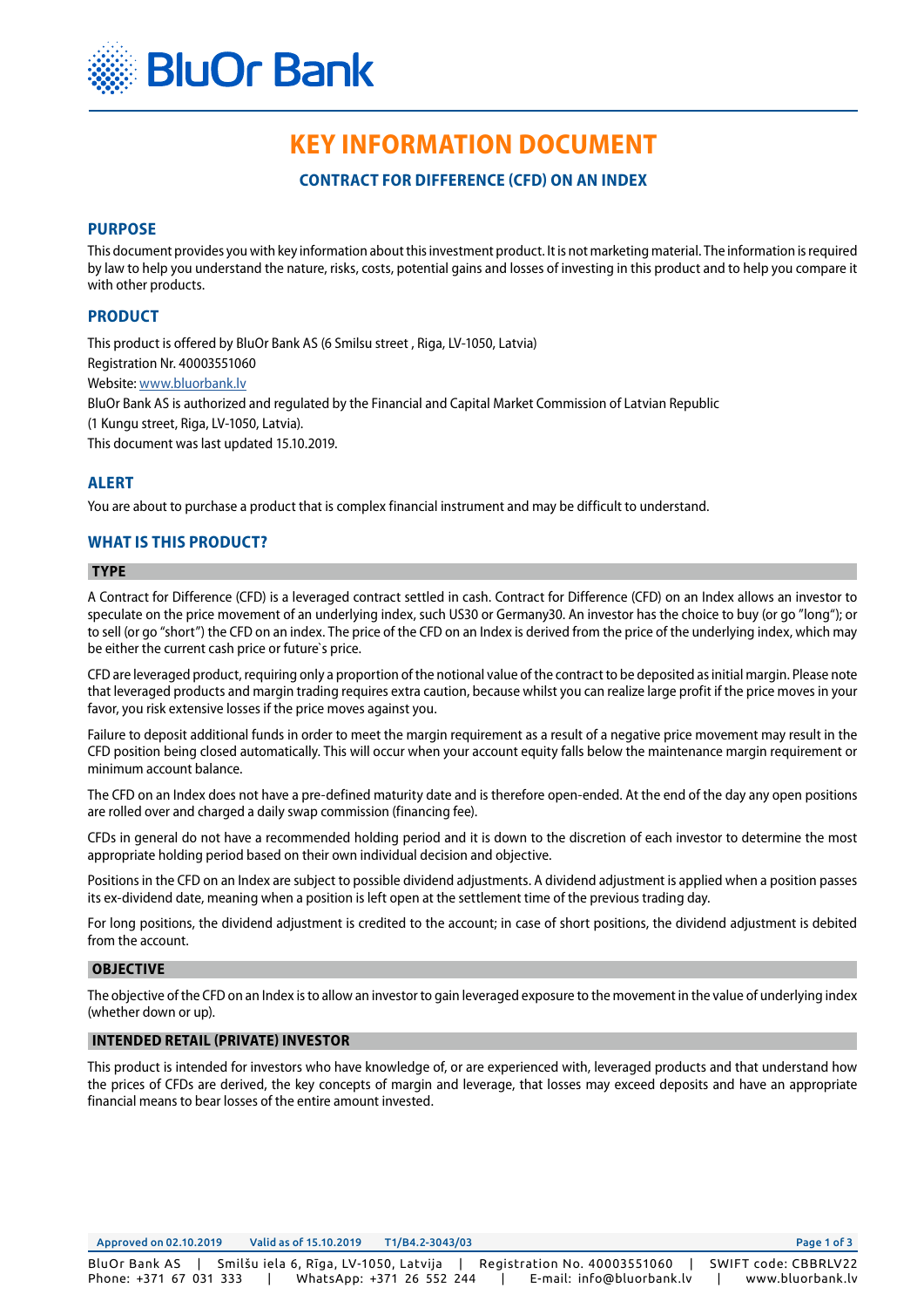# KEY INFORMATION DOCUMENT

### CONTRACT FOR DIFFERENCE (CFD) ON AN INDEX

## PURPOSE

This document provides you with key information about this investment product. It is not marketing material. The information is required by law to help you understand the nature, risks, costs, potential gains and losses of investing in this product and to help you compare it with other products.

## PRODUCT

This product is offered by BluOr Bank AS (6 Smilsu street , Riga, LV-1050, Latvia)

Registration Nr. 40003551060

Website: www.bluorbank.lv

BluOr Bank AS is authorized and regulated by the Financial and Capital Market Commission of Latvian Republic

(1 Kungu street, Riga, LV-1050, Latvia).

This document was last updated 15.10.2019.

## ALERT

You are about to purchase a product that is complex financial instrument and may be difficult to understand.

## WHAT IS THIS PRODUCT?

### TYPE

A Contract for Difference (CFD) is a leveraged contract settled in cash. Contract for Difference (CFD) on an Index allows an investor to speculate on the price movement of an underlying index, such US30 or Germany30. An investor has the choice to buy (or go "long"); or to sell (or go "short") the CFD on an index. The price of the CFD on an Index is derived from the price of the underlying index, which may be either the current cash price or future`s price.

CFD are leveraged product, requiring only a proportion of the notional value of the contract to be deposited as initial margin. Please note that leveraged products and margin trading requires extra caution, because whilst you can realize large profit if the price moves in your favor, you risk extensive losses if the price moves against you.

Failure to deposit additional funds in order to meet the margin requirement as a result of a negative price movement may result in the CFD position being closed automatically. This will occur when your account equity falls below the maintenance margin requirement or minimum account balance.

The CFD on an Index does not have a pre-defined maturity date and is therefore open-ended. At the end of the day any open positions are rolled over and charged a daily swap commission (financing fee).

CFDs in general do not have a recommended holding period and it is down to the discretion of each investor to determine the most appropriate holding period based on their own individual decision and objective.

Positions in the CFD on an Index are subject to possible dividend adjustments. A dividend adjustment is applied when a position passes its ex-dividend date, meaning when a position is left open at the settlement time of the previous trading day.

For long positions, the dividend adjustment is credited to the account; in case of short positions, the dividend adjustment is debited from the account.

### OBJECTIVE

The objective of the CFD on an Index is to allow an investor to gain leveraged exposure to the movement in the value of underlying index (whether down or up).

### INTENDED RETAIL (PRIVATE) INVESTOR

This product is intended for investors who have knowledge of, or are experienced with, leveraged products and that understand how the prices of CFDs are derived, the key concepts of margin and leverage, that losses may exceed deposits and have an appropriate financial means to bear losses of the entire amount invested.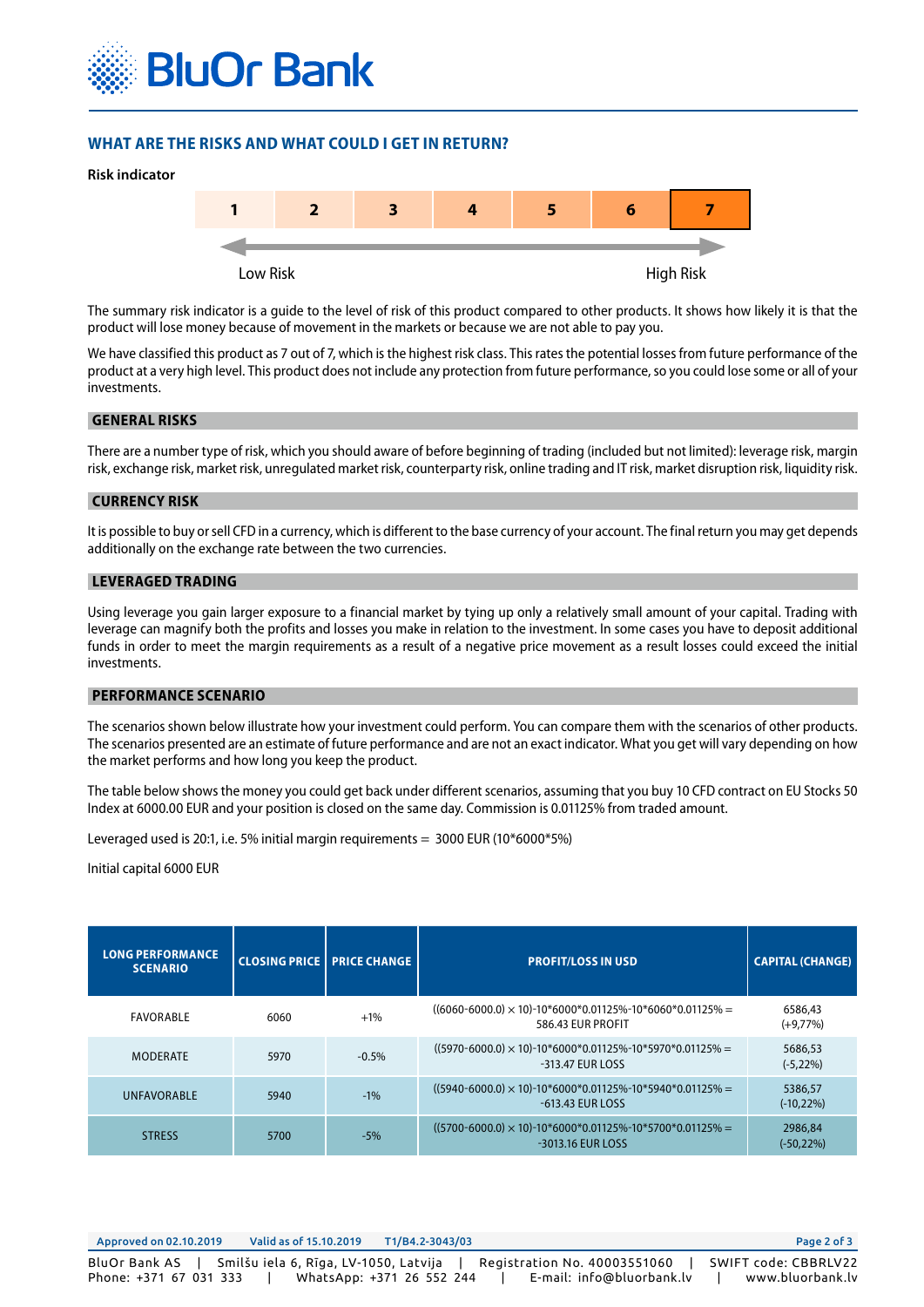## WHAT ARE THE RISKS AND WHAT COULD I GET IN RETURN?

**Risk indicator**

| 1 | 2 | 3 | 4 | 5 | 6 | **7** |
|---|---|---|---|---|---|---|

Low Risk — High Risk

The summary risk indicator is a guide to the level of risk of this product compared to other products. It shows how likely it is that the product will lose money because of movement in the markets or because we are not able to pay you.

We have classified this product as 7 out of 7, which is the highest risk class. This rates the potential losses from future performance of the product at a very high level. This product does not include any protection from future performance, so you could lose some or all of your investments.

### GENERAL RISKS

There are a number type of risk, which you should aware of before beginning of trading (included but not limited): leverage risk, margin risk, exchange risk, market risk, unregulated market risk, counterparty risk, online trading and IT risk, market disruption risk, liquidity risk.

### CURRENCY RISK

It is possible to buy or sell CFD in a currency, which is different to the base currency of your account. The final return you may get depends additionally on the exchange rate between the two currencies.

### LEVERAGED TRADING

Using leverage you gain larger exposure to a financial market by tying up only a relatively small amount of your capital. Trading with leverage can magnify both the profits and losses you make in relation to the investment. In some cases you have to deposit additional funds in order to meet the margin requirements as a result of a negative price movement as a result losses could exceed the initial investments.

### PERFORMANCE SCENARIO

The scenarios shown below illustrate how your investment could perform. You can compare them with the scenarios of other products. The scenarios presented are an estimate of future performance and are not an exact indicator. What you get will vary depending on how the market performs and how long you keep the product.

The table below shows the money you could get back under different scenarios, assuming that you buy 10 CFD contract on EU Stocks 50 Index at 6000.00 EUR and your position is closed on the same day. Commission is 0.01125% from traded amount.

Leveraged used is 20:1, i.e. 5% initial margin requirements = 3000 EUR (10*6000*5%)

Initial capital 6000 EUR

| LONG PERFORMANCE SCENARIO | CLOSING PRICE | PRICE CHANGE | PROFIT/LOSS IN USD | CAPITAL (CHANGE) |
|---|---|---|---|---|
| FAVORABLE | 6060 | +1% | ((6060-6000.0) × 10)-10*6000*0.01125%-10*6060*0.01125% = 586.43 EUR PROFIT | 6586,43 (+9,77%) |
| MODERATE | 5970 | -0.5% | ((5970-6000.0) × 10)-10*6000*0.01125%-10*5970*0.01125% = -313.47 EUR LOSS | 5686,53 (-5,22%) |
| UNFAVORABLE | 5940 | -1% | ((5940-6000.0) × 10)-10*6000*0.01125%-10*5940*0.01125% = -613.43 EUR LOSS | 5386,57 (-10,22%) |
| STRESS | 5700 | -5% | ((5700-6000.0) × 10)-10*6000*0.01125%-10*5700*0.01125% = -3013.16 EUR LOSS | 2986,84 (-50,22%) |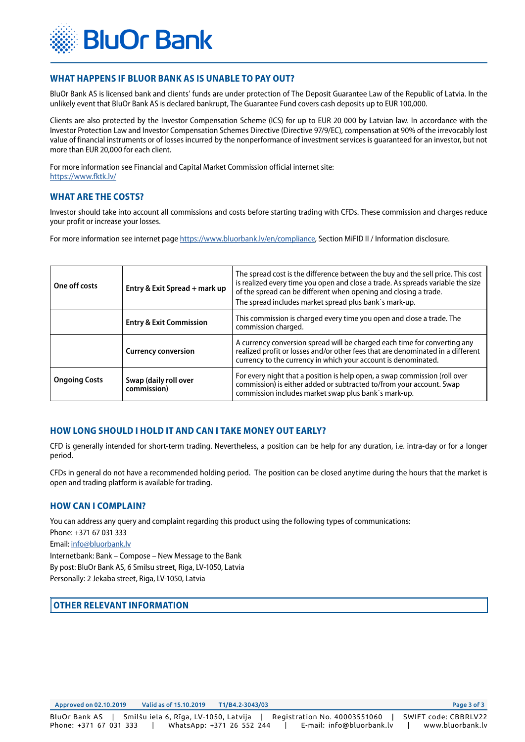## WHAT HAPPENS IF BLUOR BANK AS IS UNABLE TO PAY OUT?

BluOr Bank AS is licensed bank and clients' funds are under protection of The Deposit Guarantee Law of the Republic of Latvia. In the unlikely event that BluOr Bank AS is declared bankrupt, The Guarantee Fund covers cash deposits up to EUR 100,000.

Clients are also protected by the Investor Compensation Scheme (ICS) for up to EUR 20 000 by Latvian law. In accordance with the Investor Protection Law and Investor Compensation Schemes Directive (Directive 97/9/EC), compensation at 90% of the irrevocably lost value of financial instruments or of losses incurred by the nonperformance of investment services is guaranteed for an investor, but not more than EUR 20,000 for each client.

For more information see Financial and Capital Market Commission official internet site:
https://www.fktk.lv/

## WHAT ARE THE COSTS?

Investor should take into account all commissions and costs before starting trading with CFDs. These commission and charges reduce your profit or increase your losses.

For more information see internet page https://www.bluorbank.lv/en/compliance, Section MiFID II / Information disclosure.

| | | |
|---|---|---|
| **One off costs** | **Entry & Exit Spread + mark up** | The spread cost is the difference between the buy and the sell price. This cost is realized every time you open and close a trade. As spreads variable the size of the spread can be different when opening and closing a trade.<br>The spread includes market spread plus bank`s mark-up. |
| | **Entry & Exit Commission** | This commission is charged every time you open and close a trade. The commission charged. |
| | **Currency conversion** | A currency conversion spread will be charged each time for converting any realized profit or losses and/or other fees that are denominated in a different currency to the currency in which your account is denominated. |
| **Ongoing Costs** | **Swap (daily roll over commission)** | For every night that a position is help open, a swap commission (roll over commission) is either added or subtracted to/from your account. Swap commission includes market swap plus bank`s mark-up. |

## HOW LONG SHOULD I HOLD IT AND CAN I TAKE MONEY OUT EARLY?

CFD is generally intended for short-term trading. Nevertheless, a position can be help for any duration, i.e. intra-day or for a longer period.

CFDs in general do not have a recommended holding period. The position can be closed anytime during the hours that the market is open and trading platform is available for trading.

## HOW CAN I COMPLAIN?

You can address any query and complaint regarding this product using the following types of communications:
Phone: +371 67 031 333
Email: info@bluorbank.lv
Internetbank: Bank – Compose – New Message to the Bank
By post: BluOr Bank AS, 6 Smilsu street, Riga, LV-1050, Latvia
Personally: 2 Jekaba street, Riga, LV-1050, Latvia

## OTHER RELEVANT INFORMATION

Approved on 02.10.2019 Valid as of 15.10.2019 T1/B4.2-3043/03